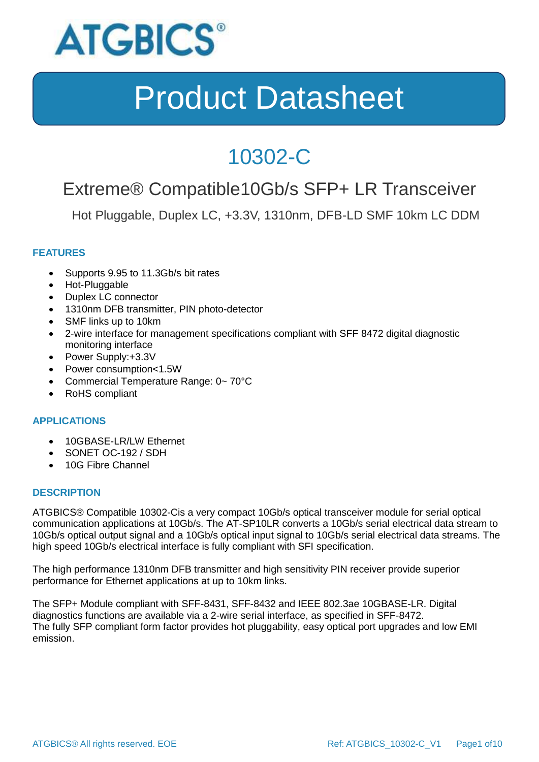# ATGBICS®

# Product Datasheet

## 10302-C

### Extreme® Compatible10Gb/s SFP+ LR Transceiver

Hot Pluggable, Duplex LC, +3.3V, 1310nm, DFB-LD SMF 10km LC DDM

### FEATURES

- Supports 9.95 to 11.3Gb/s bit rates
- Hot-Pluggable
- Duplex LC connector
- 1310nm DFB transmitter, PIN photo-detector
- SMF links up to 10km
- 2-wire interface for management specifications compliant with SFF 8472 digital diagnostic monitoring interface
- Power Supply:+3.3V
- Power consumption<1.5W
- Commercial Temperature Range: 0~ 70°C
- RoHS compliant

### APPLICATIONS

- 10GBASE-LR/LW Ethernet
- SONET OC-192 / SDH
- 10G Fibre Channel

### DESCRIPTION

ATGBICS® Compatible 10302-Cis a very compact 10Gb/s optical transceiver module for serial optical communication applications at 10Gb/s. The AT-SP10LR converts a 10Gb/s serial electrical data stream to 10Gb/s optical output signal and a 10Gb/s optical input signal to 10Gb/s serial electrical data streams. The high speed 10Gb/s electrical interface is fully compliant with SFI specification.

The high performance 1310nm DFB transmitter and high sensitivity PIN receiver provide superior performance for Ethernet applications at up to 10km links.

The SFP+ Module compliant with SFF-8431, SFF-8432 and IEEE 802.3ae 10GBASE-LR. Digital diagnostics functions are available via a 2-wire serial interface, as specified in SFF-8472.
The fully SFP compliant form factor provides hot pluggability, easy optical port upgrades and low EMI emission.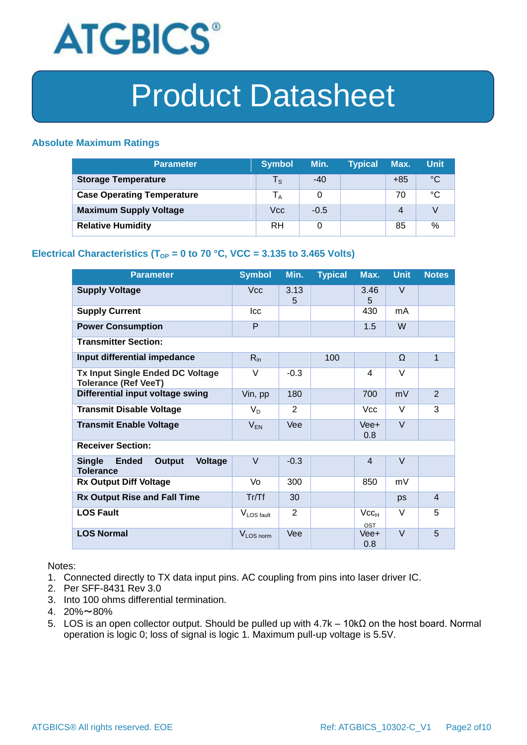## Absolute Maximum Ratings

| Parameter | Symbol | Min. | Typical | Max. | Unit |
|---|---|---|---|---|---|
| **Storage Temperature** | $T_S$ | -40 | | +85 | °C |
| **Case Operating Temperature** | $T_A$ | 0 | | 70 | °C |
| **Maximum Supply Voltage** | Vcc | -0.5 | | 4 | V |
| **Relative Humidity** | RH | 0 | | 85 | % |

## Electrical Characteristics ($T_{OP}$ = 0 to 70 °C, VCC = 3.135 to 3.465 Volts)

| Parameter | Symbol | Min. | Typical | Max. | Unit | Notes |
|---|---|---|---|---|---|---|
| **Supply Voltage** | Vcc | 3.135 | | 3.465 | V | |
| **Supply Current** | Icc | | | 430 | mA | |
| **Power Consumption** | P | | | 1.5 | W | |
| **Transmitter Section:** | | | | | | |
| **Input differential impedance** | $R_{in}$ | | 100 | | Ω | 1 |
| **Tx Input Single Ended DC Voltage Tolerance (Ref VeeT)** | V | -0.3 | | 4 | V | |
| **Differential input voltage swing** | Vin, pp | 180 | | 700 | mV | 2 |
| **Transmit Disable Voltage** | $V_D$ | 2 | | Vcc | V | 3 |
| **Transmit Enable Voltage** | $V_{EN}$ | Vee | | Vee+ 0.8 | V | |
| **Receiver Section:** | | | | | | |
| **Single Ended Output Voltage Tolerance** | V | -0.3 | | 4 | V | |
| **Rx Output Diff Voltage** | Vo | 300 | | 850 | mV | |
| **Rx Output Rise and Fall Time** | Tr/Tf | 30 | | | ps | 4 |
| **LOS Fault** | $V_{LOS\ fault}$ | 2 | | $Vcc_{HOST}$ | V | 5 |
| **LOS Normal** | $V_{LOS\ norm}$ | Vee | | Vee+ 0.8 | V | 5 |

Notes:

1. Connected directly to TX data input pins. AC coupling from pins into laser driver IC.
2. Per SFF-8431 Rev 3.0
3. Into 100 ohms differential termination.
4. 20%～80%
5. LOS is an open collector output. Should be pulled up with 4.7k – 10kΩ on the host board. Normal operation is logic 0; loss of signal is logic 1. Maximum pull-up voltage is 5.5V.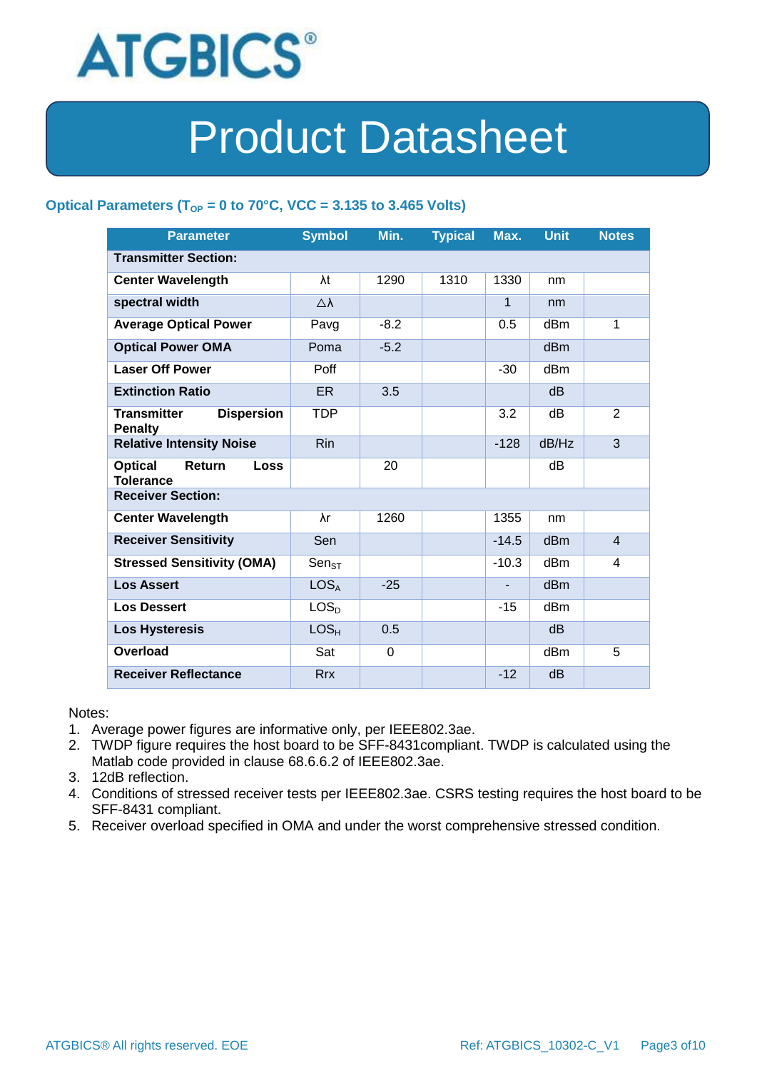# Product Datasheet

### Optical Parameters ($T_{OP}$ = 0 to 70°C, VCC = 3.135 to 3.465 Volts)

| Parameter | Symbol | Min. | Typical | Max. | Unit | Notes |
|---|---|---|---|---|---|---|
| **Transmitter Section:** | | | | | | |
| **Center Wavelength** | λt | 1290 | 1310 | 1330 | nm | |
| **spectral width** | △λ | | | 1 | nm | |
| **Average Optical Power** | Pavg | -8.2 | | 0.5 | dBm | 1 |
| **Optical Power OMA** | Poma | -5.2 | | | dBm | |
| **Laser Off Power** | Poff | | | -30 | dBm | |
| **Extinction Ratio** | ER | 3.5 | | | dB | |
| **Transmitter Dispersion Penalty** | TDP | | | 3.2 | dB | 2 |
| **Relative Intensity Noise** | Rin | | | -128 | dB/Hz | 3 |
| **Optical Return Loss Tolerance** | | 20 | | | dB | |
| **Receiver Section:** | | | | | | |
| **Center Wavelength** | λr | 1260 | | 1355 | nm | |
| **Receiver Sensitivity** | Sen | | | -14.5 | dBm | 4 |
| **Stressed Sensitivity (OMA)** | $Sen_{ST}$ | | | -10.3 | dBm | 4 |
| **Los Assert** | $LOS_A$ | -25 | | - | dBm | |
| **Los Dessert** | $LOS_D$ | | | -15 | dBm | |
| **Los Hysteresis** | $LOS_H$ | 0.5 | | | dB | |
| **Overload** | Sat | 0 | | | dBm | 5 |
| **Receiver Reflectance** | Rrx | | | -12 | dB | |

Notes:

1. Average power figures are informative only, per IEEE802.3ae.
2. TWDP figure requires the host board to be SFF-8431compliant. TWDP is calculated using the Matlab code provided in clause 68.6.6.2 of IEEE802.3ae.
3. 12dB reflection.
4. Conditions of stressed receiver tests per IEEE802.3ae. CSRS testing requires the host board to be SFF-8431 compliant.
5. Receiver overload specified in OMA and under the worst comprehensive stressed condition.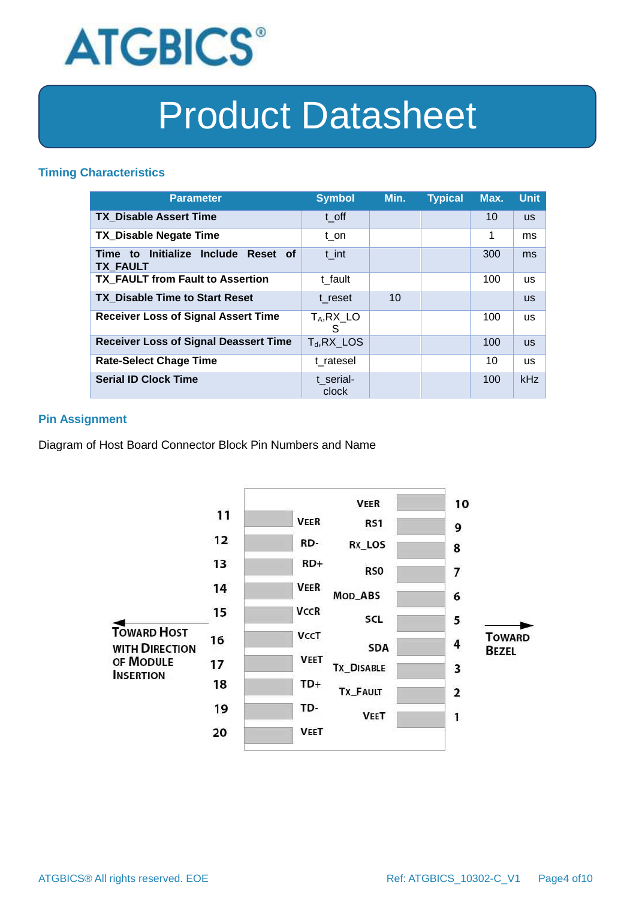## Timing Characteristics

| Parameter | Symbol | Min. | Typical | Max. | Unit |
|---|---|---|---|---|---|
| **TX_Disable Assert Time** | t_off | | | 10 | us |
| **TX_Disable Negate Time** | t_on | | | 1 | ms |
| **Time to Initialize Include Reset of TX_FAULT** | t_int | | | 300 | ms |
| **TX_FAULT from Fault to Assertion** | t_fault | | | 100 | us |
| **TX_Disable Time to Start Reset** | t_reset | 10 | | | us |
| **Receiver Loss of Signal Assert Time** | $T_A$,RX_LOS | | | 100 | us |
| **Receiver Loss of Signal Deassert Time** | $T_d$,RX_LOS | | | 100 | us |
| **Rate-Select Chage Time** | t_ratesel | | | 10 | us |
| **Serial ID Clock Time** | t_serial-clock | | | 100 | kHz |

## Pin Assignment

Diagram of Host Board Connector Block Pin Numbers and Name

| Pin | Name | Pin | Name |
|---|---|---|---|
| 11 | VEER | 10 | VEER |
| 12 | RD- | 9 | RS1 |
| 13 | RD+ | 8 | RX_LOS |
| 14 | VEER | 7 | RS0 |
| 15 | VCCR | 6 | MOD_ABS |
| 16 | VCCT | 5 | SCL |
| 17 | VEET | 4 | SDA |
| 18 | TD+ | 3 | TX_DISABLE |
| 19 | TD- | 2 | TX_FAULT |
| 20 | VEET | 1 | VEET |

TOWARD HOST WITH DIRECTION OF MODULE INSERTION

TOWARD BEZEL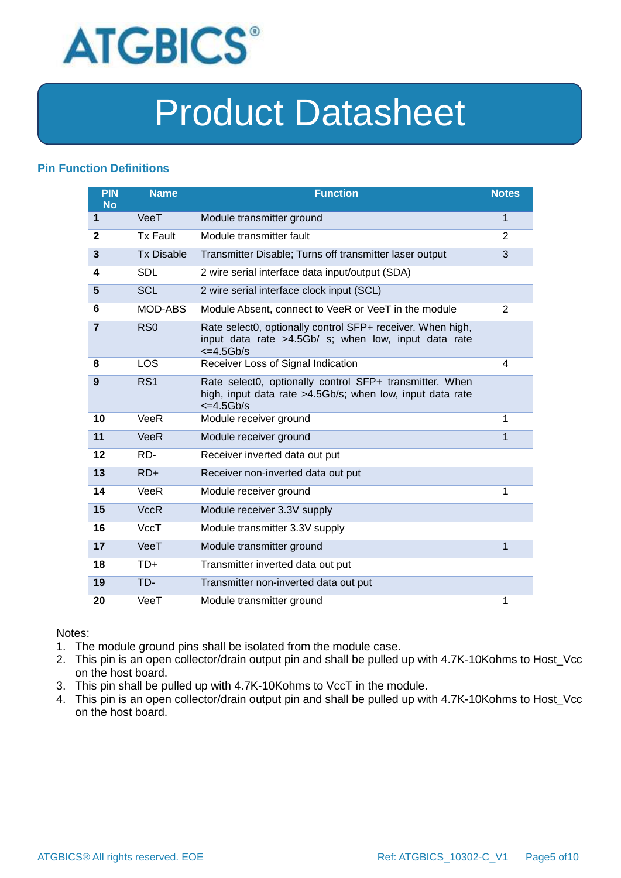# Product Datasheet

## Pin Function Definitions

| PIN No | Name | Function | Notes |
|---|---|---|---|
| **1** | VeeT | Module transmitter ground | 1 |
| **2** | Tx Fault | Module transmitter fault | 2 |
| **3** | Tx Disable | Transmitter Disable; Turns off transmitter laser output | 3 |
| **4** | SDL | 2 wire serial interface data input/output (SDA) | |
| **5** | SCL | 2 wire serial interface clock input (SCL) | |
| **6** | MOD-ABS | Module Absent, connect to VeeR or VeeT in the module | 2 |
| **7** | RS0 | Rate select0, optionally control SFP+ receiver. When high, input data rate >4.5Gb/ s; when low, input data rate <=4.5Gb/s | |
| **8** | LOS | Receiver Loss of Signal Indication | 4 |
| **9** | RS1 | Rate select0, optionally control SFP+ transmitter. When high, input data rate >4.5Gb/s; when low, input data rate <=4.5Gb/s | |
| **10** | VeeR | Module receiver ground | 1 |
| **11** | VeeR | Module receiver ground | 1 |
| **12** | RD- | Receiver inverted data out put | |
| **13** | RD+ | Receiver non-inverted data out put | |
| **14** | VeeR | Module receiver ground | 1 |
| **15** | VccR | Module receiver 3.3V supply | |
| **16** | VccT | Module transmitter 3.3V supply | |
| **17** | VeeT | Module transmitter ground | 1 |
| **18** | TD+ | Transmitter inverted data out put | |
| **19** | TD- | Transmitter non-inverted data out put | |
| **20** | VeeT | Module transmitter ground | 1 |

Notes:

1. The module ground pins shall be isolated from the module case.
2. This pin is an open collector/drain output pin and shall be pulled up with 4.7K-10Kohms to Host_Vcc on the host board.
3. This pin shall be pulled up with 4.7K-10Kohms to VccT in the module.
4. This pin is an open collector/drain output pin and shall be pulled up with 4.7K-10Kohms to Host_Vcc on the host board.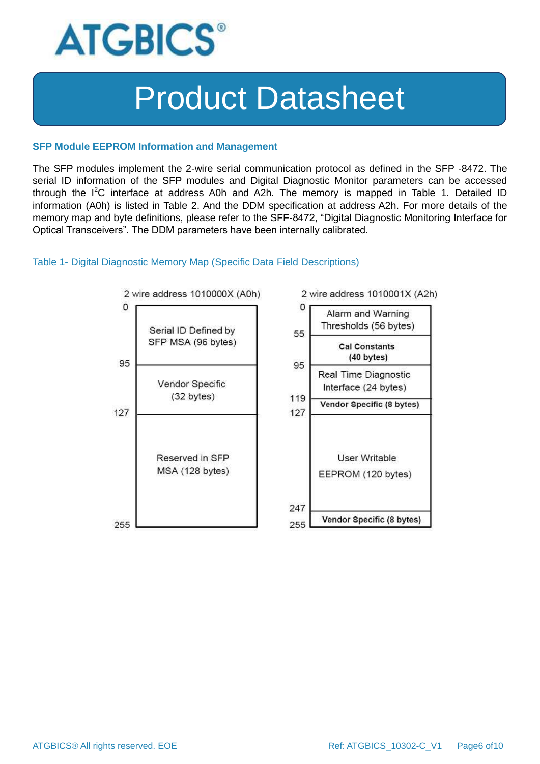### SFP Module EEPROM Information and Management

The SFP modules implement the 2-wire serial communication protocol as defined in the SFP -8472. The serial ID information of the SFP modules and Digital Diagnostic Monitor parameters can be accessed through the $I^2C$ interface at address A0h and A2h. The memory is mapped in Table 1. Detailed ID information (A0h) is listed in Table 2. And the DDM specification at address A2h. For more details of the memory map and byte definitions, please refer to the SFF-8472, "Digital Diagnostic Monitoring Interface for Optical Transceivers". The DDM parameters have been internally calibrated.

Table 1- Digital Diagnostic Memory Map (Specific Data Field Descriptions)

**2 wire address 1010000X (A0h)**

| Address | Content |
|---|---|
| 0–95 | Serial ID Defined by SFP MSA (96 bytes) |
| 95–127 | Vendor Specific (32 bytes) |
| 127–255 | Reserved in SFP MSA (128 bytes) |

**2 wire address 1010001X (A2h)**

| Address | Content |
|---|---|
| 0–55 | Alarm and Warning Thresholds (56 bytes) |
| 55–95 | Cal Constants (40 bytes) |
| 95–119 | Real Time Diagnostic Interface (24 bytes) |
| 119–127 | Vendor Specific (8 bytes) |
| 127–247 | User Writable EEPROM (120 bytes) |
| 247–255 | Vendor Specific (8 bytes) |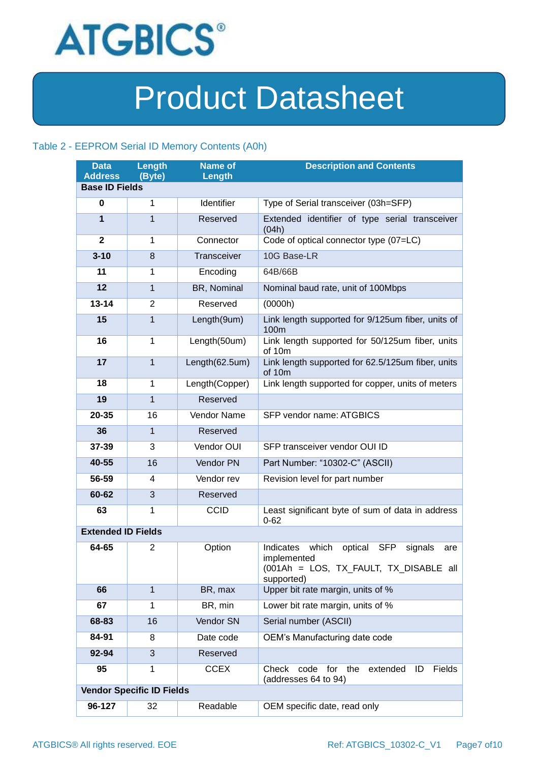### Table 2 - EEPROM Serial ID Memory Contents (A0h)

| Data Address | Length (Byte) | Name of Length | Description and Contents |
|---|---|---|---|
| **Base ID Fields** | | | |
| **0** | 1 | Identifier | Type of Serial transceiver (03h=SFP) |
| **1** | 1 | Reserved | Extended identifier of type serial transceiver (04h) |
| **2** | 1 | Connector | Code of optical connector type (07=LC) |
| **3-10** | 8 | Transceiver | 10G Base-LR |
| **11** | 1 | Encoding | 64B/66B |
| **12** | 1 | BR, Nominal | Nominal baud rate, unit of 100Mbps |
| **13-14** | 2 | Reserved | (0000h) |
| **15** | 1 | Length(9um) | Link length supported for 9/125um fiber, units of 100m |
| **16** | 1 | Length(50um) | Link length supported for 50/125um fiber, units of 10m |
| **17** | 1 | Length(62.5um) | Link length supported for 62.5/125um fiber, units of 10m |
| **18** | 1 | Length(Copper) | Link length supported for copper, units of meters |
| **19** | 1 | Reserved | |
| **20-35** | 16 | Vendor Name | SFP vendor name: ATGBICS |
| **36** | 1 | Reserved | |
| **37-39** | 3 | Vendor OUI | SFP transceiver vendor OUI ID |
| **40-55** | 16 | Vendor PN | Part Number: "10302-C" (ASCII) |
| **56-59** | 4 | Vendor rev | Revision level for part number |
| **60-62** | 3 | Reserved | |
| **63** | 1 | CCID | Least significant byte of sum of data in address 0-62 |
| **Extended ID Fields** | | | |
| **64-65** | 2 | Option | Indicates which optical SFP signals are implemented (001Ah = LOS, TX_FAULT, TX_DISABLE all supported) |
| **66** | 1 | BR, max | Upper bit rate margin, units of % |
| **67** | 1 | BR, min | Lower bit rate margin, units of % |
| **68-83** | 16 | Vendor SN | Serial number (ASCII) |
| **84-91** | 8 | Date code | OEM's Manufacturing date code |
| **92-94** | 3 | Reserved | |
| **95** | 1 | CCEX | Check code for the extended ID Fields (addresses 64 to 94) |
| **Vendor Specific ID Fields** | | | |
| **96-127** | 32 | Readable | OEM specific date, read only |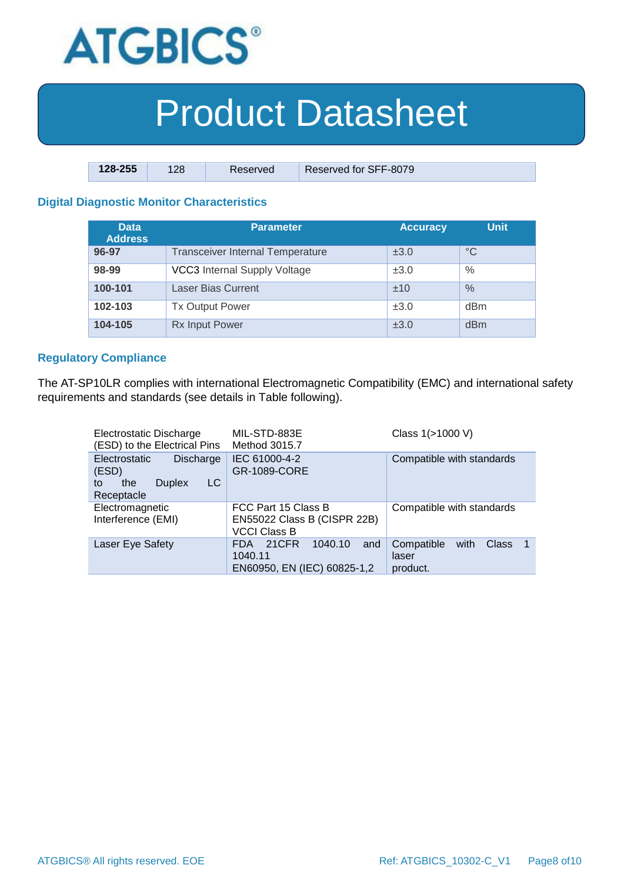| 128-255 | 128 | Reserved | Reserved for SFF-8079 |
|---|---|---|---|

### Digital Diagnostic Monitor Characteristics

| Data Address | Parameter | Accuracy | Unit |
|---|---|---|---|
| 96-97 | Transceiver Internal Temperature | ±3.0 | °C |
| 98-99 | VCC3 Internal Supply Voltage | ±3.0 | % |
| 100-101 | Laser Bias Current | ±10 | % |
| 102-103 | Tx Output Power | ±3.0 | dBm |
| 104-105 | Rx Input Power | ±3.0 | dBm |

### Regulatory Compliance

The AT-SP10LR complies with international Electromagnetic Compatibility (EMC) and international safety requirements and standards (see details in Table following).

| | | |
|---|---|---|
| Electrostatic Discharge (ESD) to the Electrical Pins | MIL-STD-883E Method 3015.7 | Class 1(>1000 V) |
| Electrostatic Discharge (ESD) to the Duplex LC Receptacle | IEC 61000-4-2 GR-1089-CORE | Compatible with standards |
| Electromagnetic Interference (EMI) | FCC Part 15 Class B EN55022 Class B (CISPR 22B) VCCI Class B | Compatible with standards |
| Laser Eye Safety | FDA 21CFR 1040.10 and 1040.11 EN60950, EN (IEC) 60825-1,2 | Compatible with Class 1 laser product. |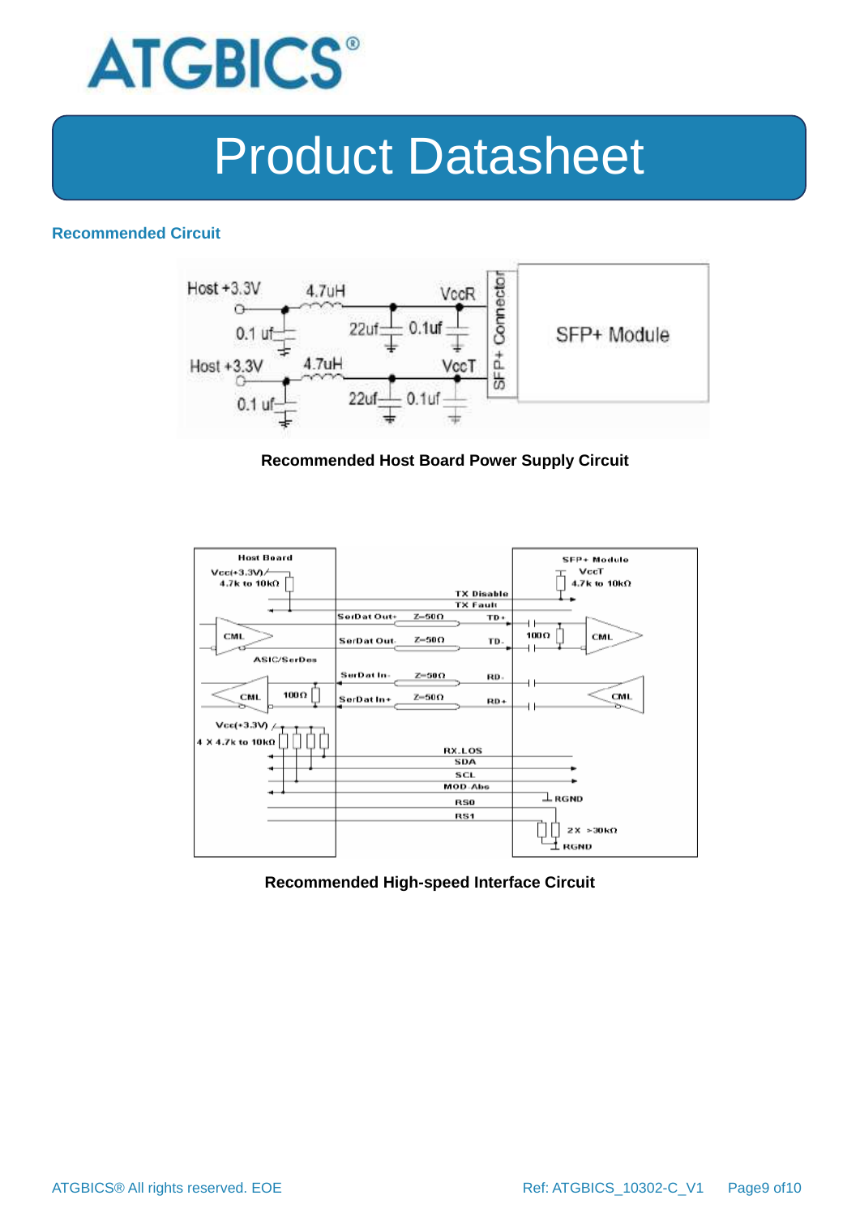## Recommended Circuit

Recommended Host Board Power Supply Circuit

Recommended High-speed Interface Circuit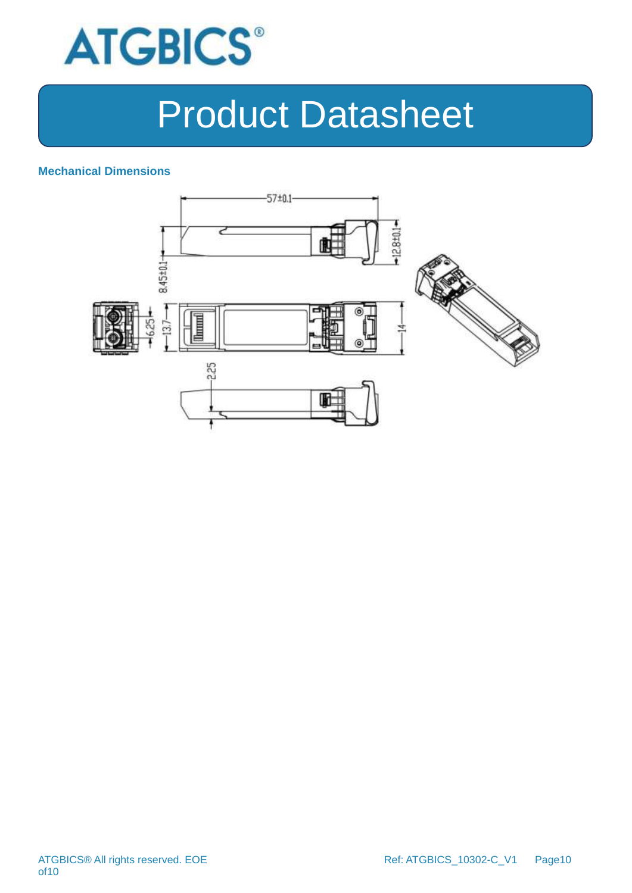# Product Datasheet

### Mechanical Dimensions

57±0.1

12.8±0.1

8.45±0.1

6.25

13.7

14

2.25